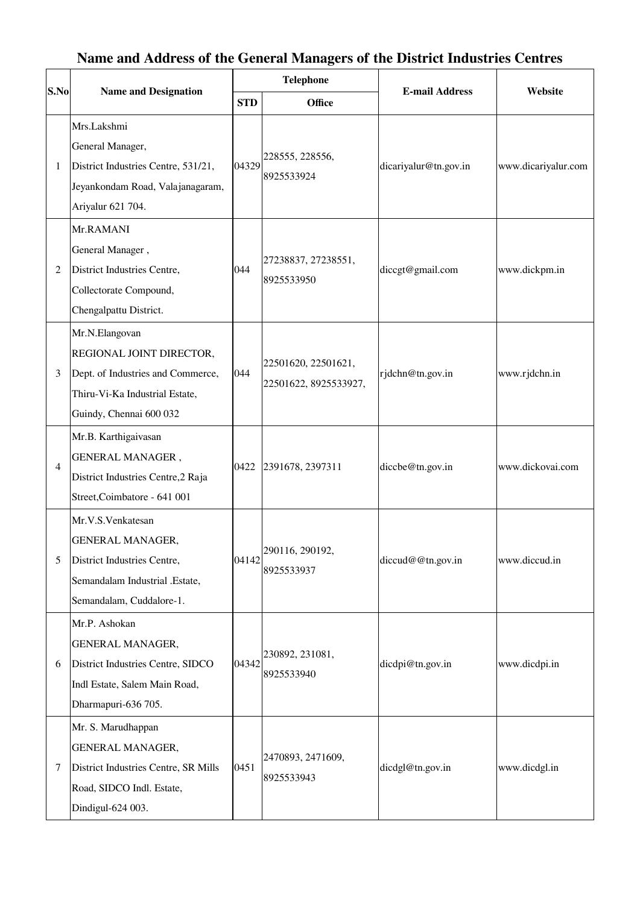# Name and Address of the General Managers of the District Industries Centres

| S.No | Name and Designation | Telephone | | E-mail Address | Website |
|---|---|---|---|---|---|
| | | STD | Office | | |
| 1 | Mrs.Lakshmi<br>General Manager,<br>District Industries Centre, 531/21,<br>Jeyankondam Road, Valajanagaram,<br>Ariyalur 621 704. | 04329 | 228555, 228556,<br>8925533924 | dicariyalur@tn.gov.in | www.dicariyalur.com |
| 2 | Mr.RAMANI<br>General Manager ,<br>District Industries Centre,<br>Collectorate Compound,<br>Chengalpattu District. | 044 | 27238837, 27238551,<br>8925533950 | diccgt@gmail.com | www.dickpm.in |
| 3 | Mr.N.Elangovan<br>REGIONAL JOINT DIRECTOR,<br>Dept. of Industries and Commerce,<br>Thiru-Vi-Ka Industrial Estate,<br>Guindy, Chennai 600 032 | 044 | 22501620, 22501621,<br>22501622, 8925533927, | rjdchn@tn.gov.in | www.rjdchn.in |
| 4 | Mr.B. Karthigaivasan<br>GENERAL MANAGER ,<br>District Industries Centre,2 Raja<br>Street,Coimbatore - 641 001 | 0422 | 2391678, 2397311 | diccbe@tn.gov.in | www.dickovai.com |
| 5 | Mr.V.S.Venkatesan<br>GENERAL MANAGER,<br>District Industries Centre,<br>Semandalam Industrial .Estate,<br>Semandalam, Cuddalore-1. | 04142 | 290116, 290192,<br>8925533937 | diccud@@tn.gov.in | www.diccud.in |
| 6 | Mr.P. Ashokan<br>GENERAL MANAGER,<br>District Industries Centre, SIDCO<br>Indl Estate, Salem Main Road,<br>Dharmapuri-636 705. | 04342 | 230892, 231081,<br>8925533940 | dicdpi@tn.gov.in | www.dicdpi.in |
| 7 | Mr. S. Marudhappan<br>GENERAL MANAGER,<br>District Industries Centre, SR Mills<br>Road, SIDCO Indl. Estate,<br>Dindigul-624 003. | 0451 | 2470893, 2471609,<br>8925533943 | dicdgl@tn.gov.in | www.dicdgl.in |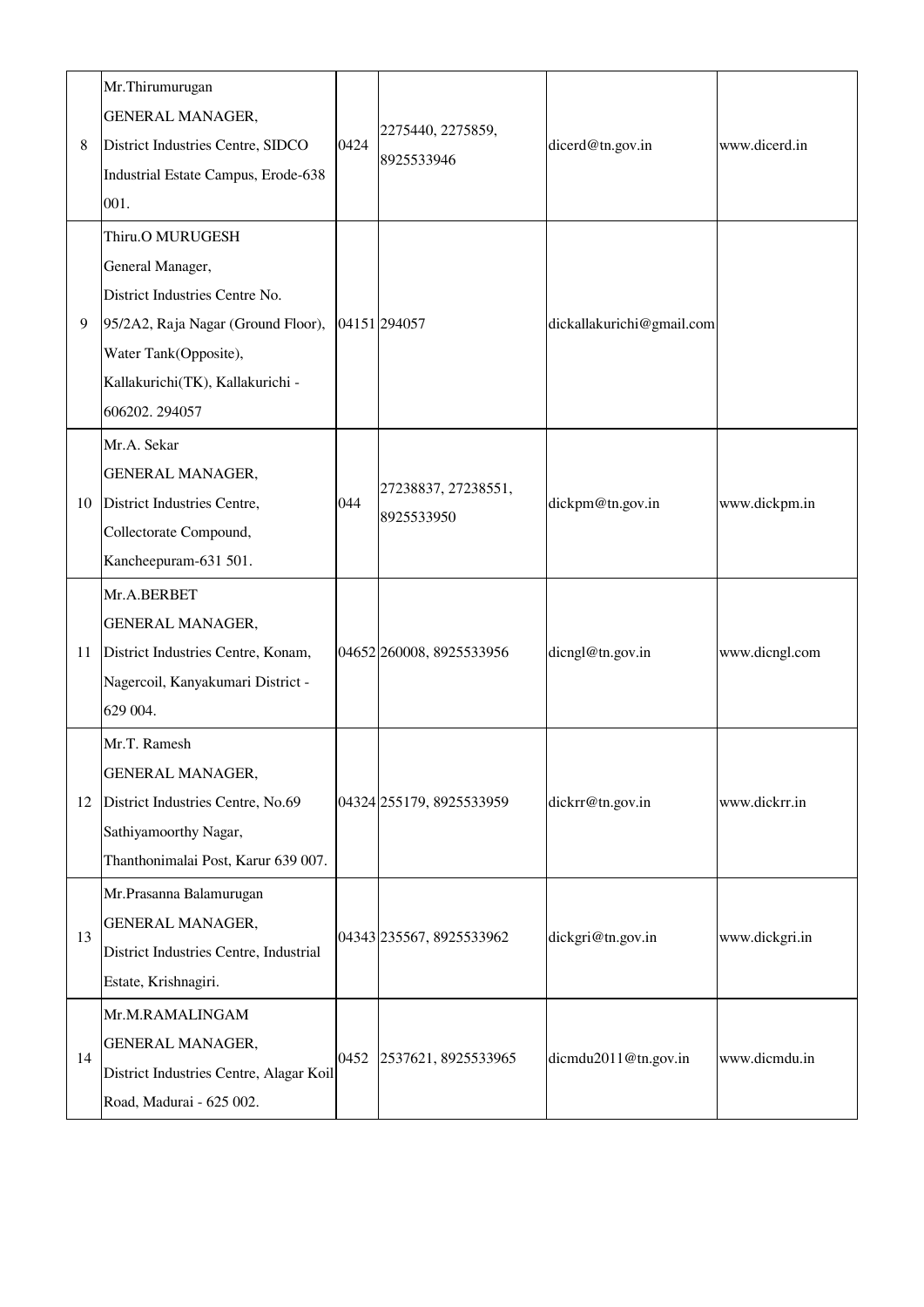| 8 | Mr.Thirumurugan<br>GENERAL MANAGER,<br>District Industries Centre, SIDCO Industrial Estate Campus, Erode-638 001. | 0424 | 2275440, 2275859, 8925533946 | dicerd@tn.gov.in | www.dicerd.in |
|---|---|---|---|---|---|
| 9 | Thiru.O MURUGESH<br>General Manager,<br>District Industries Centre No. 95/2A2, Raja Nagar (Ground Floor), Water Tank(Opposite), Kallakurichi(TK), Kallakurichi - 606202. 294057 | 04151 | 294057 | dickallakurichi@gmail.com | |
| 10 | Mr.A. Sekar<br>GENERAL MANAGER,<br>District Industries Centre, Collectorate Compound, Kancheepuram-631 501. | 044 | 27238837, 27238551, 8925533950 | dickpm@tn.gov.in | www.dickpm.in |
| 11 | Mr.A.BERBET<br>GENERAL MANAGER,<br>District Industries Centre, Konam, Nagercoil, Kanyakumari District - 629 004. | 04652 | 260008, 8925533956 | dicngl@tn.gov.in | www.dicngl.com |
| 12 | Mr.T. Ramesh<br>GENERAL MANAGER,<br>District Industries Centre, No.69 Sathiyamoorthy Nagar, Thanthonimalai Post, Karur 639 007. | 04324 | 255179, 8925533959 | dickrr@tn.gov.in | www.dickrr.in |
| 13 | Mr.Prasanna Balamurugan<br>GENERAL MANAGER,<br>District Industries Centre, Industrial Estate, Krishnagiri. | 04343 | 235567, 8925533962 | dickgri@tn.gov.in | www.dickgri.in |
| 14 | Mr.M.RAMALINGAM<br>GENERAL MANAGER,<br>District Industries Centre, Alagar Koil Road, Madurai - 625 002. | 0452 | 2537621, 8925533965 | dicmdu2011@tn.gov.in | www.dicmdu.in |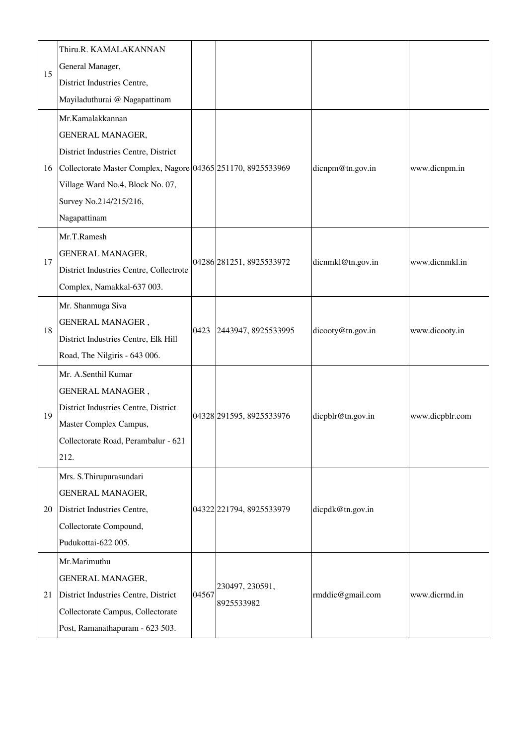| | | | | | |
|---|---|---|---|---|---|
| 15 | Thiru.R. KAMALAKANNAN<br>General Manager,<br>District Industries Centre,<br>Mayiladuthurai @ Nagapattinam | | | | |
| 16 | Mr.Kamalakkannan<br>GENERAL MANAGER,<br>District Industries Centre, District Collectorate Master Complex, Nagore Village Ward No.4, Block No. 07, Survey No.214/215/216, Nagapattinam | 04365 | 251170, 8925533969 | dicnpm@tn.gov.in | www.dicnpm.in |
| 17 | Mr.T.Ramesh<br>GENERAL MANAGER,<br>District Industries Centre, Collectrote Complex, Namakkal-637 003. | 04286 | 281251, 8925533972 | dicnmkl@tn.gov.in | www.dicnmkl.in |
| 18 | Mr. Shanmuga Siva<br>GENERAL MANAGER ,<br>District Industries Centre, Elk Hill Road, The Nilgiris - 643 006. | 0423 | 2443947, 8925533995 | dicooty@tn.gov.in | www.dicooty.in |
| 19 | Mr. A.Senthil Kumar<br>GENERAL MANAGER ,<br>District Industries Centre, District Master Complex Campus, Collectorate Road, Perambalur - 621 212. | 04328 | 291595, 8925533976 | dicpblr@tn.gov.in | www.dicpblr.com |
| 20 | Mrs. S.Thirupurasundari<br>GENERAL MANAGER,<br>District Industries Centre,<br>Collectorate Compound,<br>Pudukottai-622 005. | 04322 | 221794, 8925533979 | dicpdk@tn.gov.in | |
| 21 | Mr.Marimuthu<br>GENERAL MANAGER,<br>District Industries Centre, District Collectorate Campus, Collectorate Post, Ramanathapuram - 623 503. | 04567 | 230497, 230591, 8925533982 | rmddic@gmail.com | www.dicrmd.in |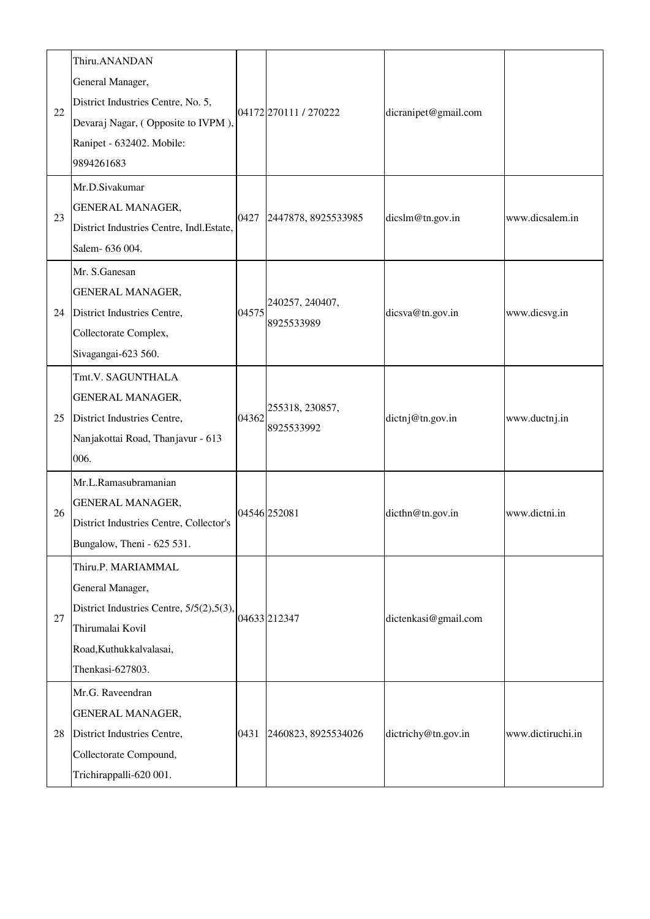| | | | | | |
|---|---|---|---|---|---|
| 22 | Thiru.ANANDAN<br>General Manager,<br>District Industries Centre, No. 5,<br>Devaraj Nagar, ( Opposite to IVPM ),<br>Ranipet - 632402. Mobile:<br>9894261683 | 04172 | 270111 / 270222 | dicranipet@gmail.com | |
| 23 | Mr.D.Sivakumar<br>GENERAL MANAGER,<br>District Industries Centre, Indl.Estate,<br>Salem- 636 004. | 0427 | 2447878, 8925533985 | dicslm@tn.gov.in | www.dicsalem.in |
| 24 | Mr. S.Ganesan<br>GENERAL MANAGER,<br>District Industries Centre,<br>Collectorate Complex,<br>Sivagangai-623 560. | 04575 | 240257, 240407,<br>8925533989 | dicsva@tn.gov.in | www.dicsvg.in |
| 25 | Tmt.V. SAGUNTHALA<br>GENERAL MANAGER,<br>District Industries Centre,<br>Nanjakottai Road, Thanjavur - 613<br>006. | 04362 | 255318, 230857,<br>8925533992 | dictnj@tn.gov.in | www.ductnj.in |
| 26 | Mr.L.Ramasubramanian<br>GENERAL MANAGER,<br>District Industries Centre, Collector's<br>Bungalow, Theni - 625 531. | 04546 | 252081 | dicthn@tn.gov.in | www.dictni.in |
| 27 | Thiru.P. MARIAMMAL<br>General Manager,<br>District Industries Centre, 5/5(2),5(3),<br>Thirumalai Kovil<br>Road,Kuthukkalvalasai,<br>Thenkasi-627803. | 04633 | 212347 | dictenkasi@gmail.com | |
| 28 | Mr.G. Raveendran<br>GENERAL MANAGER,<br>District Industries Centre,<br>Collectorate Compound,<br>Trichirappalli-620 001. | 0431 | 2460823, 8925534026 | dictrichy@tn.gov.in | www.dictiruchi.in |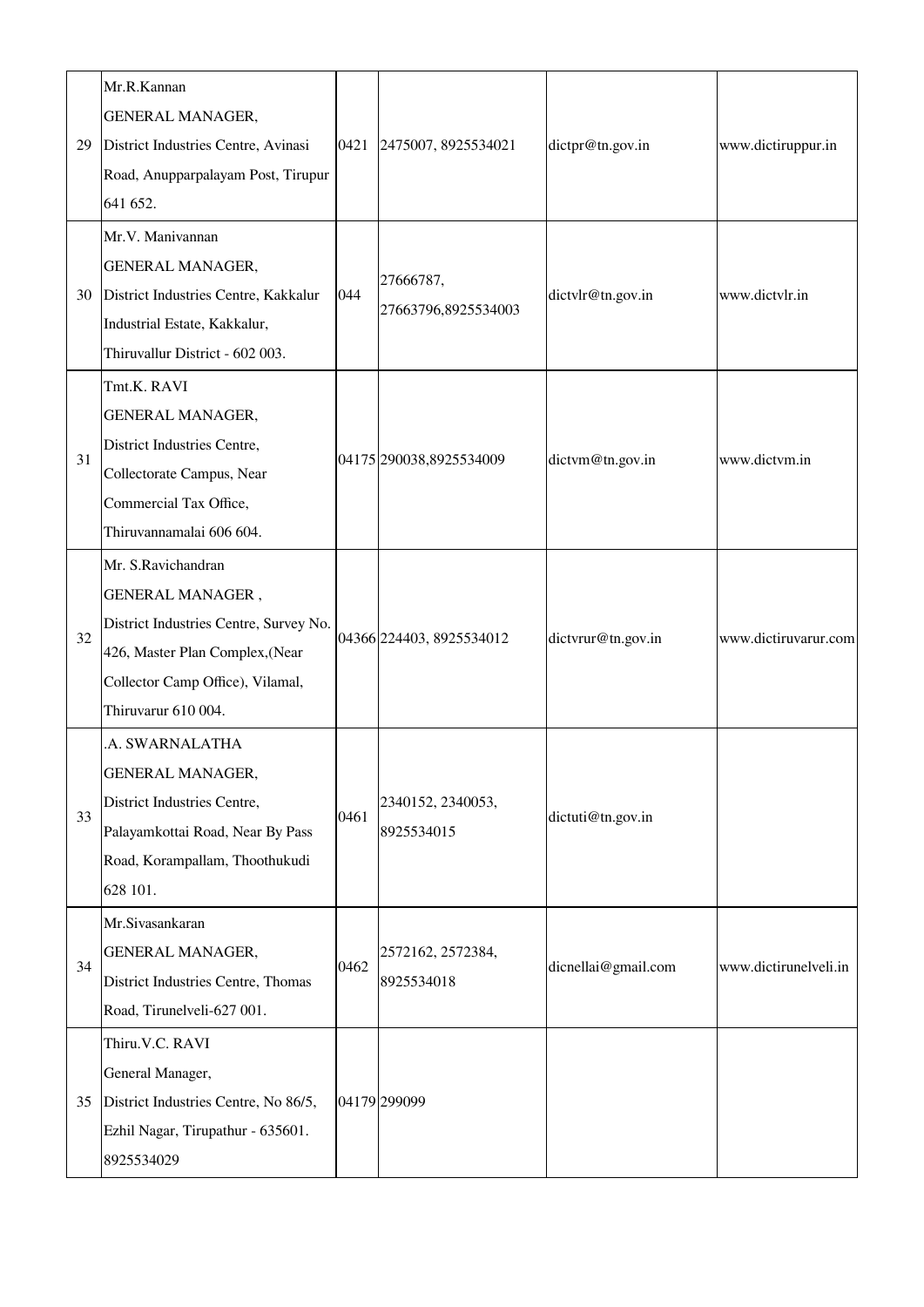| 29 | Mr.R.Kannan<br>GENERAL MANAGER,<br>District Industries Centre, Avinasi Road, Anupparpalayam Post, Tirupur 641 652. | 0421 | 2475007, 8925534021 | dictpr@tn.gov.in | www.dictiruppur.in |
|---|---|---|---|---|---|
| 30 | Mr.V. Manivannan<br>GENERAL MANAGER,<br>District Industries Centre, Kakkalur Industrial Estate, Kakkalur, Thiruvallur District - 602 003. | 044 | 27666787, 27663796,8925534003 | dictvlr@tn.gov.in | www.dictvlr.in |
| 31 | Tmt.K. RAVI<br>GENERAL MANAGER,<br>District Industries Centre, Collectorate Campus, Near Commercial Tax Office, Thiruvannamalai 606 604. | 04175 | 290038,8925534009 | dictvm@tn.gov.in | www.dictvm.in |
| 32 | Mr. S.Ravichandran<br>GENERAL MANAGER ,<br>District Industries Centre, Survey No. 426, Master Plan Complex,(Near Collector Camp Office), Vilamal, Thiruvarur 610 004. | 04366 | 224403, 8925534012 | dictvrur@tn.gov.in | www.dictiruvarur.com |
| 33 | .A. SWARNALATHA<br>GENERAL MANAGER,<br>District Industries Centre, Palayamkottai Road, Near By Pass Road, Korampallam, Thoothukudi 628 101. | 0461 | 2340152, 2340053, 8925534015 | dictuti@tn.gov.in | |
| 34 | Mr.Sivasankaran<br>GENERAL MANAGER,<br>District Industries Centre, Thomas Road, Tirunelveli-627 001. | 0462 | 2572162, 2572384, 8925534018 | dicnellai@gmail.com | www.dictirunelveli.in |
| 35 | Thiru.V.C. RAVI<br>General Manager,<br>District Industries Centre, No 86/5, Ezhil Nagar, Tirupathur - 635601.<br>8925534029 | 04179 | 299099 | | |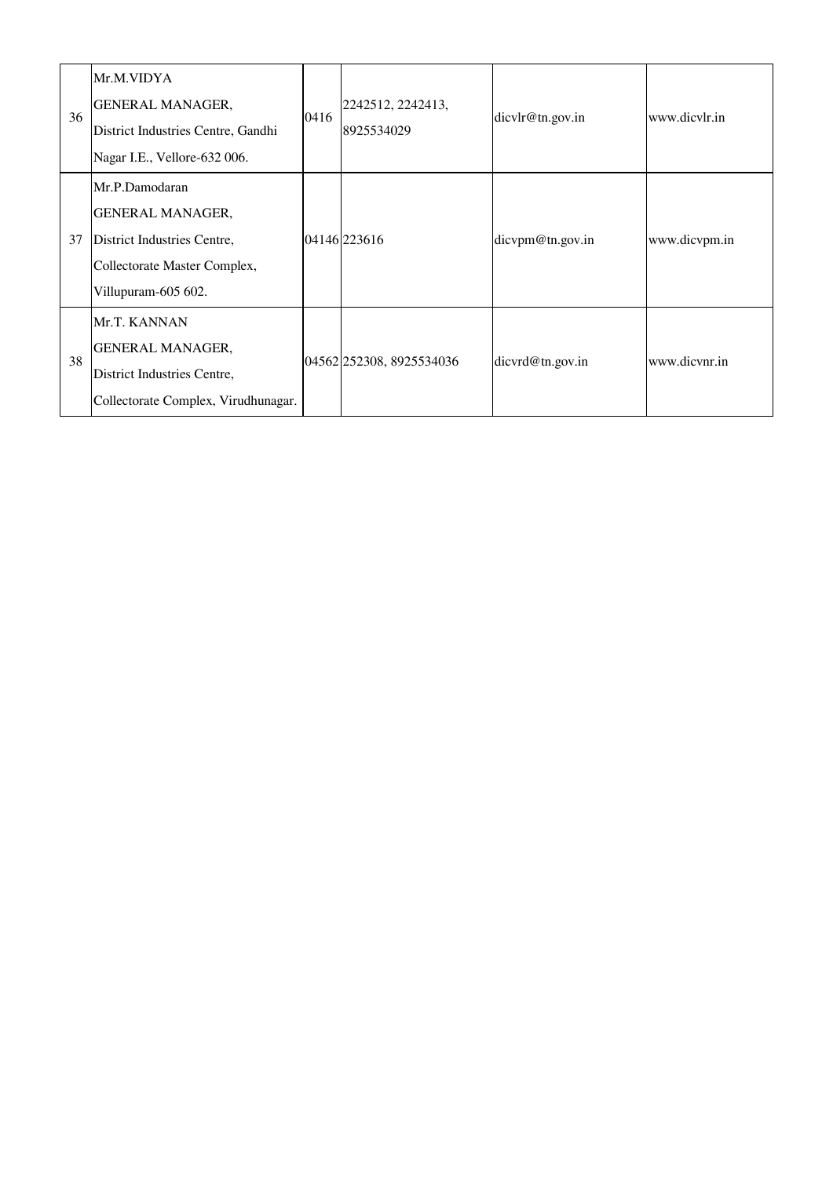| | | | | | |
|---|---|---|---|---|---|
| 36 | Mr.M.VIDYA<br>GENERAL MANAGER,<br>District Industries Centre, Gandhi Nagar I.E., Vellore-632 006. | 0416 | 2242512, 2242413, 8925534029 | dicvlr@tn.gov.in | www.dicvlr.in |
| 37 | Mr.P.Damodaran<br>GENERAL MANAGER,<br>District Industries Centre,<br>Collectorate Master Complex,<br>Villupuram-605 602. | 04146 | 223616 | dicvpm@tn.gov.in | www.dicvpm.in |
| 38 | Mr.T. KANNAN<br>GENERAL MANAGER,<br>District Industries Centre,<br>Collectorate Complex, Virudhunagar. | 04562 | 252308, 8925534036 | dicvrd@tn.gov.in | www.dicvnr.in |